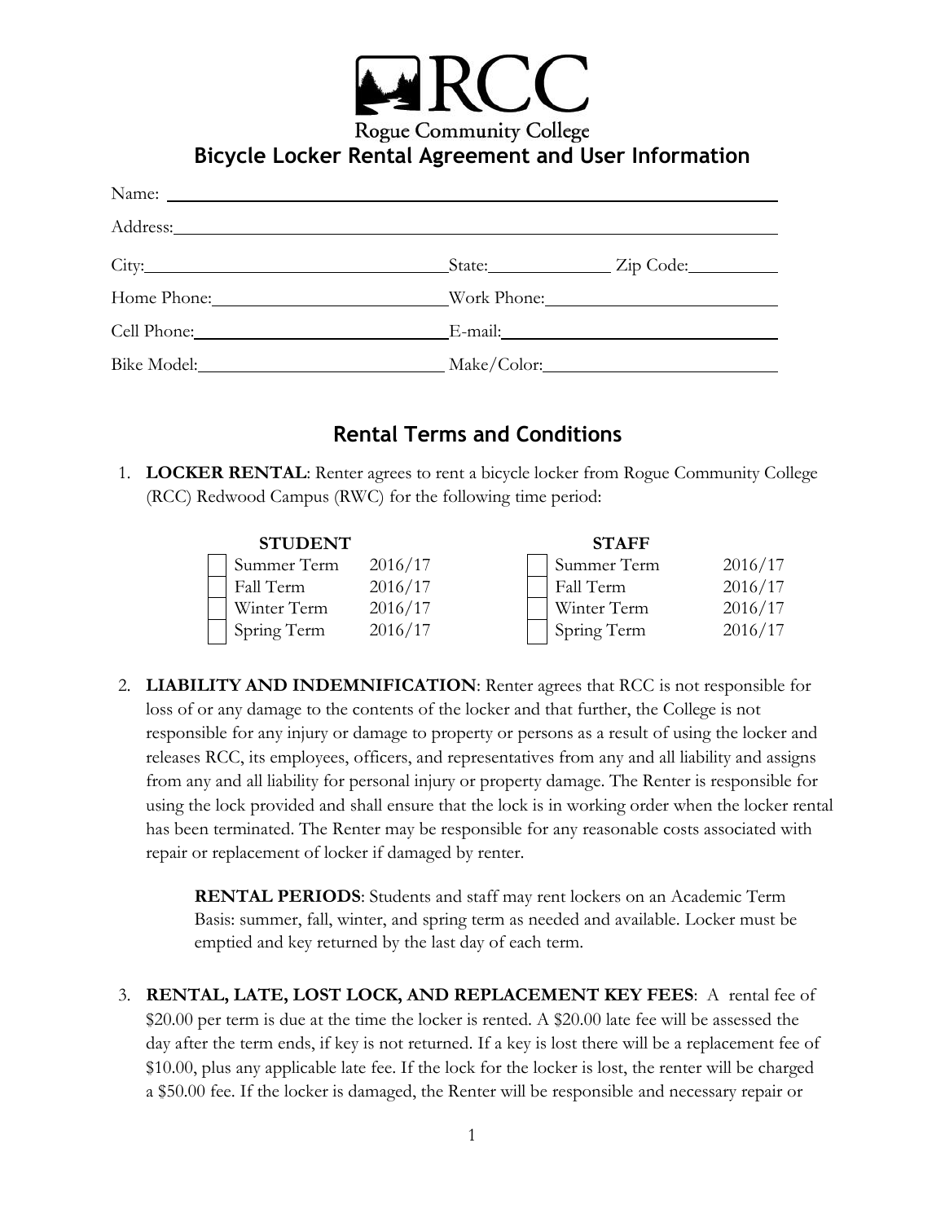# RCC

Rogue Community College

## Bicycle Locker Rental Agreement and User Information

Name: ____________________________________________

Address: __________________________________________

City: ______________________ State: __________ Zip Code: __________

Home Phone: ______________________ Work Phone: ______________________

Cell Phone: ______________________ E-mail: ______________________

Bike Model: ______________________ Make/Color: ______________________

## Rental Terms and Conditions

1. **LOCKER RENTAL**: Renter agrees to rent a bicycle locker from Rogue Community College (RCC) Redwood Campus (RWC) for the following time period:

| STUDENT | | STAFF | |
|---|---|---|---|
| ☐ Summer Term | 2016/17 | ☐ Summer Term | 2016/17 |
| ☐ Fall Term | 2016/17 | ☐ Fall Term | 2016/17 |
| ☐ Winter Term | 2016/17 | ☐ Winter Term | 2016/17 |
| ☐ Spring Term | 2016/17 | ☐ Spring Term | 2016/17 |

2. **LIABILITY AND INDEMNIFICATION**: Renter agrees that RCC is not responsible for loss of or any damage to the contents of the locker and that further, the College is not responsible for any injury or damage to property or persons as a result of using the locker and releases RCC, its employees, officers, and representatives from any and all liability and assigns from any and all liability for personal injury or property damage. The Renter is responsible for using the lock provided and shall ensure that the lock is in working order when the locker rental has been terminated. The Renter may be responsible for any reasonable costs associated with repair or replacement of locker if damaged by renter.

   **RENTAL PERIODS**: Students and staff may rent lockers on an Academic Term Basis: summer, fall, winter, and spring term as needed and available. Locker must be emptied and key returned by the last day of each term.

3. **RENTAL, LATE, LOST LOCK, AND REPLACEMENT KEY FEES**: A rental fee of \$20.00 per term is due at the time the locker is rented. A \$20.00 late fee will be assessed the day after the term ends, if key is not returned. If a key is lost there will be a replacement fee of \$10.00, plus any applicable late fee. If the lock for the locker is lost, the renter will be charged a \$50.00 fee. If the locker is damaged, the Renter will be responsible and necessary repair or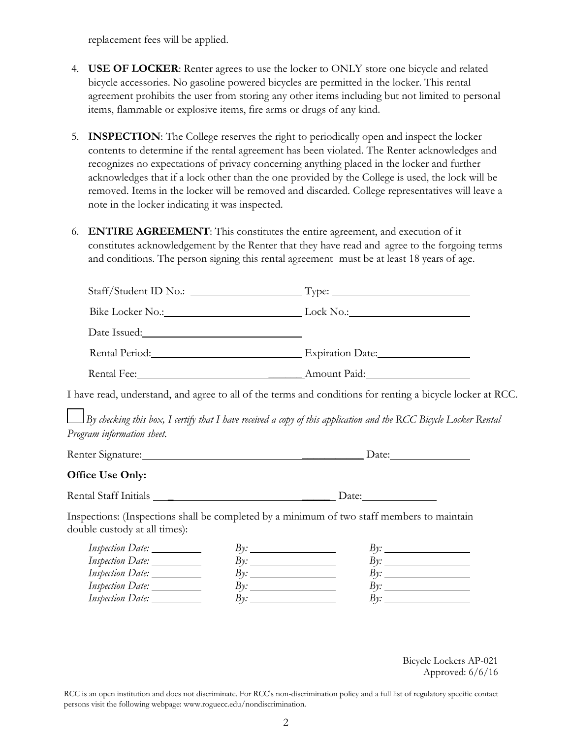replacement fees will be applied.

4. **USE OF LOCKER**: Renter agrees to use the locker to ONLY store one bicycle and related bicycle accessories. No gasoline powered bicycles are permitted in the locker. This rental agreement prohibits the user from storing any other items including but not limited to personal items, flammable or explosive items, fire arms or drugs of any kind.

5. **INSPECTION**: The College reserves the right to periodically open and inspect the locker contents to determine if the rental agreement has been violated. The Renter acknowledges and recognizes no expectations of privacy concerning anything placed in the locker and further acknowledges that if a lock other than the one provided by the College is used, the lock will be removed. Items in the locker will be removed and discarded. College representatives will leave a note in the locker indicating it was inspected.

6. **ENTIRE AGREEMENT**: This constitutes the entire agreement, and execution of it constitutes acknowledgement by the Renter that they have read and agree to the forgoing terms and conditions. The person signing this rental agreement must be at least 18 years of age.

Staff/Student ID No.: ____________________ Type: ________________________

Bike Locker No.: ________________________ Lock No.: ______________________

Date Issued: ____________________________

Rental Period: __________________________ Expiration Date: ________________

Rental Fee: ______________________________ Amount Paid: __________________

I have read, understand, and agree to all of the terms and conditions for renting a bicycle locker at RCC.

☐ *By checking this box, I certify that I have received a copy of this application and the RCC Bicycle Locker Rental Program information sheet.*

Renter Signature: ________________________________________ Date: ______________

**Office Use Only:**

Rental Staff Initials ________________________________ Date: _____________

Inspections: (Inspections shall be completed by a minimum of two staff members to maintain double custody at all times):

*Inspection Date:* _________ *By:* ________________ *By:* ________________
*Inspection Date:* _________ *By:* ________________ *By:* ________________
*Inspection Date:* _________ *By:* ________________ *By:* ________________
*Inspection Date:* _________ *By:* ________________ *By:* ________________
*Inspection Date:* _________ *By:* ________________ *By:* ________________

Bicycle Lockers AP-021
Approved: 6/6/16

RCC is an open institution and does not discriminate. For RCC's non-discrimination policy and a full list of regulatory specific contact persons visit the following webpage: www.roguecc.edu/nondiscrimination.